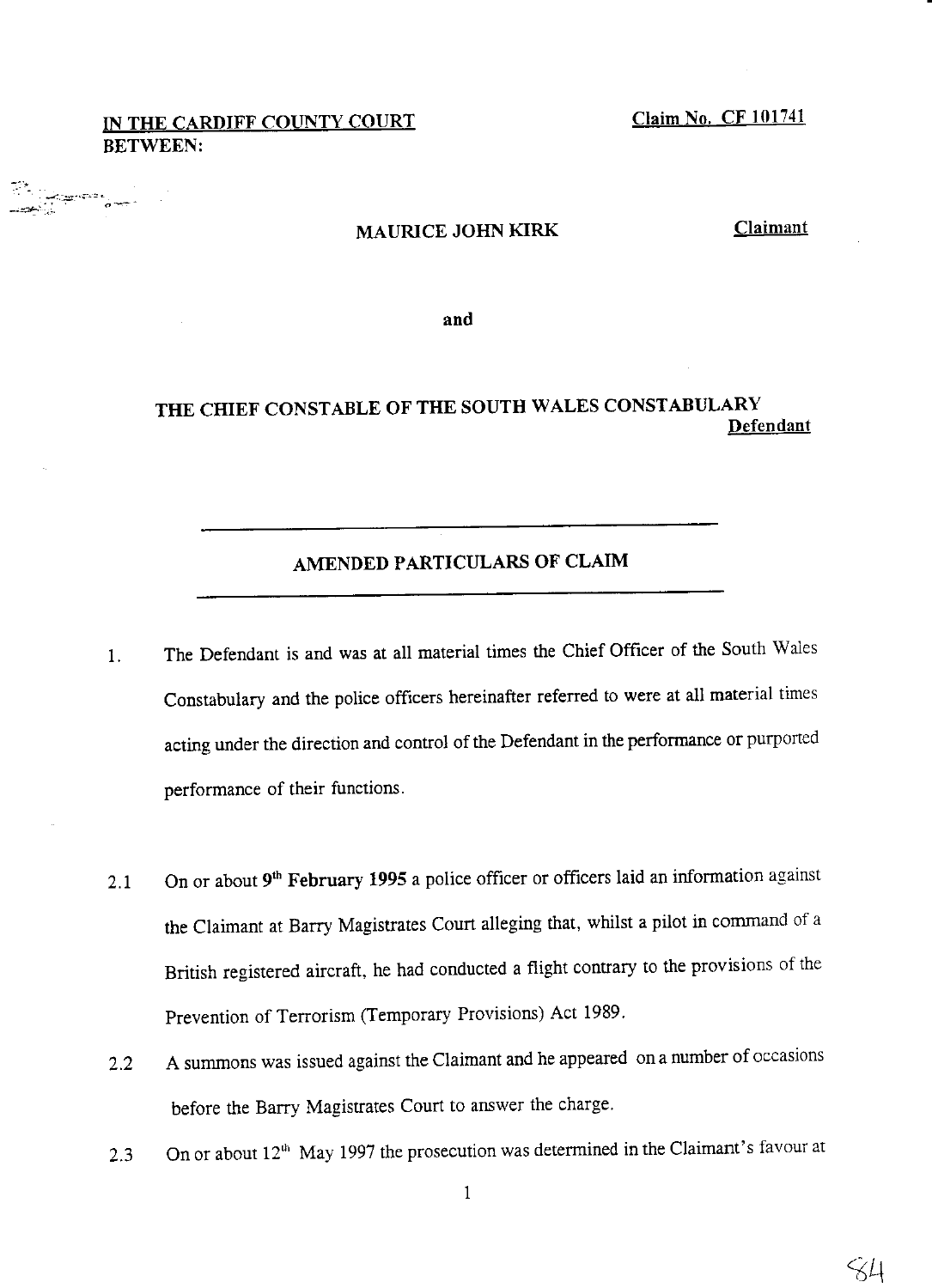**IN THE CARDIFF COUNTY COURT** **Claim No. CF 101741**
**BETWEEN:**

**MAURICE JOHN KIRK** **Claimant**

**and**

**THE CHIEF CONSTABLE OF THE SOUTH WALES CONSTABULARY** **Defendant**

---

## AMENDED PARTICULARS OF CLAIM

---

1. The Defendant is and was at all material times the Chief Officer of the South Wales Constabulary and the police officers hereinafter referred to were at all material times acting under the direction and control of the Defendant in the performance or purported performance of their functions.

2.1 On or about **9th February 1995** a police officer or officers laid an information against the Claimant at Barry Magistrates Court alleging that, whilst a pilot in command of a British registered aircraft, he had conducted a flight contrary to the provisions of the Prevention of Terrorism (Temporary Provisions) Act 1989.

2.2 A summons was issued against the Claimant and he appeared on a number of occasions before the Barry Magistrates Court to answer the charge.

2.3 On or about 12th May 1997 the prosecution was determined in the Claimant's favour at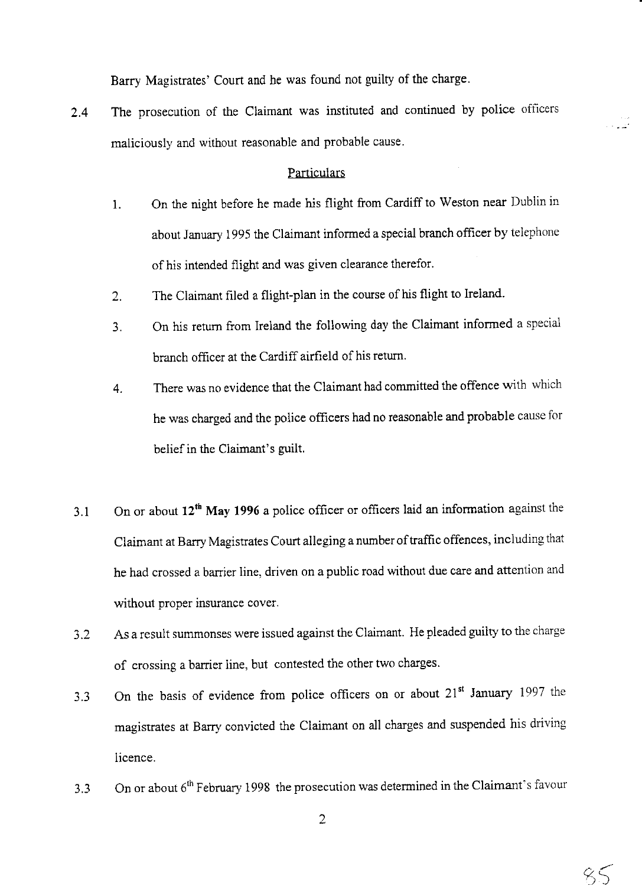Barry Magistrates' Court and he was found not guilty of the charge.

2.4 The prosecution of the Claimant was instituted and continued by police officers maliciously and without reasonable and probable cause.

Particulars

1. On the night before he made his flight from Cardiff to Weston near Dublin in about January 1995 the Claimant informed a special branch officer by telephone of his intended flight and was given clearance therefor.

2. The Claimant filed a flight-plan in the course of his flight to Ireland.

3. On his return from Ireland the following day the Claimant informed a special branch officer at the Cardiff airfield of his return.

4. There was no evidence that the Claimant had committed the offence with which he was charged and the police officers had no reasonable and probable cause for belief in the Claimant's guilt.

3.1 On or about **12th May 1996** a police officer or officers laid an information against the Claimant at Barry Magistrates Court alleging a number of traffic offences, including that he had crossed a barrier line, driven on a public road without due care and attention and without proper insurance cover.

3.2 As a result summonses were issued against the Claimant. He pleaded guilty to the charge of crossing a barrier line, but contested the other two charges.

3.3 On the basis of evidence from police officers on or about 21st January 1997 the magistrates at Barry convicted the Claimant on all charges and suspended his driving licence.

3.3 On or about 6th February 1998 the prosecution was determined in the Claimant's favour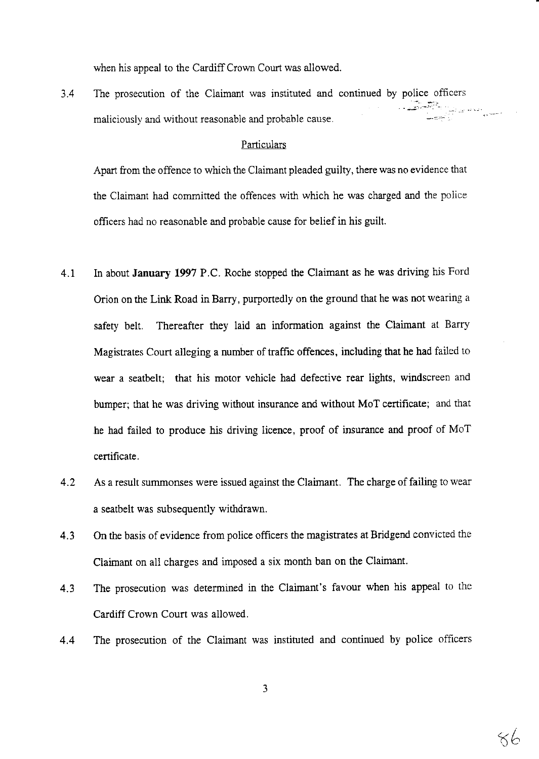when his appeal to the Cardiff Crown Court was allowed.

3.4 The prosecution of the Claimant was instituted and continued by police officers maliciously and without reasonable and probable cause.

Particulars

Apart from the offence to which the Claimant pleaded guilty, there was no evidence that the Claimant had committed the offences with which he was charged and the police officers had no reasonable and probable cause for belief in his guilt.

4.1 In about **January 1997** P.C. Roche stopped the Claimant as he was driving his Ford Orion on the Link Road in Barry, purportedly on the ground that he was not wearing a safety belt. Thereafter they laid an information against the Claimant at Barry Magistrates Court alleging a number of traffic offences, including that he had failed to wear a seatbelt; that his motor vehicle had defective rear lights, windscreen and bumper; that he was driving without insurance and without MoT certificate; and that he had failed to produce his driving licence, proof of insurance and proof of MoT certificate.

4.2 As a result summonses were issued against the Claimant. The charge of failing to wear a seatbelt was subsequently withdrawn.

4.3 On the basis of evidence from police officers the magistrates at Bridgend convicted the Claimant on all charges and imposed a six month ban on the Claimant.

4.3 The prosecution was determined in the Claimant's favour when his appeal to the Cardiff Crown Court was allowed.

4.4 The prosecution of the Claimant was instituted and continued by police officers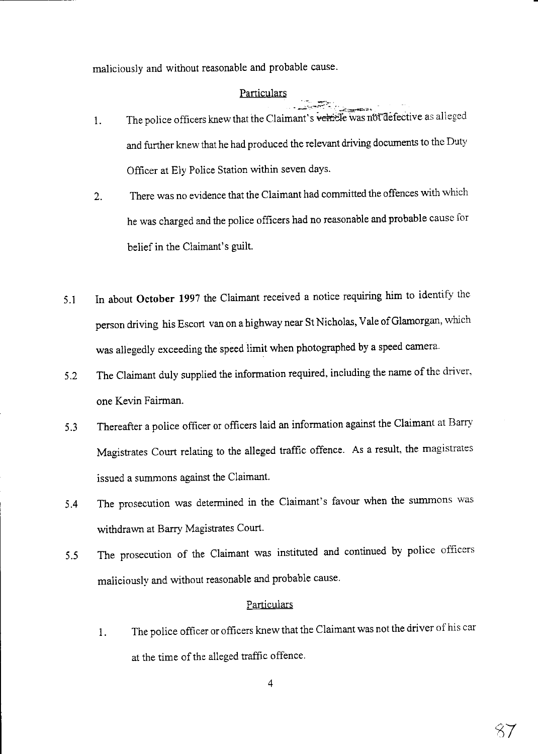maliciously and without reasonable and probable cause.

Particulars

1. The police officers knew that the Claimant's vehicle was not defective as alleged and further knew that he had produced the relevant driving documents to the Duty Officer at Ely Police Station within seven days.

2. There was no evidence that the Claimant had committed the offences with which he was charged and the police officers had no reasonable and probable cause for belief in the Claimant's guilt.

5.1 In about **October 1997** the Claimant received a notice requiring him to identify the person driving his Escort van on a highway near St Nicholas, Vale of Glamorgan, which was allegedly exceeding the speed limit when photographed by a speed camera.

5.2 The Claimant duly supplied the information required, including the name of the driver, one Kevin Fairman.

5.3 Thereafter a police officer or officers laid an information against the Claimant at Barry Magistrates Court relating to the alleged traffic offence. As a result, the magistrates issued a summons against the Claimant.

5.4 The prosecution was determined in the Claimant's favour when the summons was withdrawn at Barry Magistrates Court.

5.5 The prosecution of the Claimant was instituted and continued by police officers maliciously and without reasonable and probable cause.

Particulars

1. The police officer or officers knew that the Claimant was not the driver of his car at the time of the alleged traffic offence.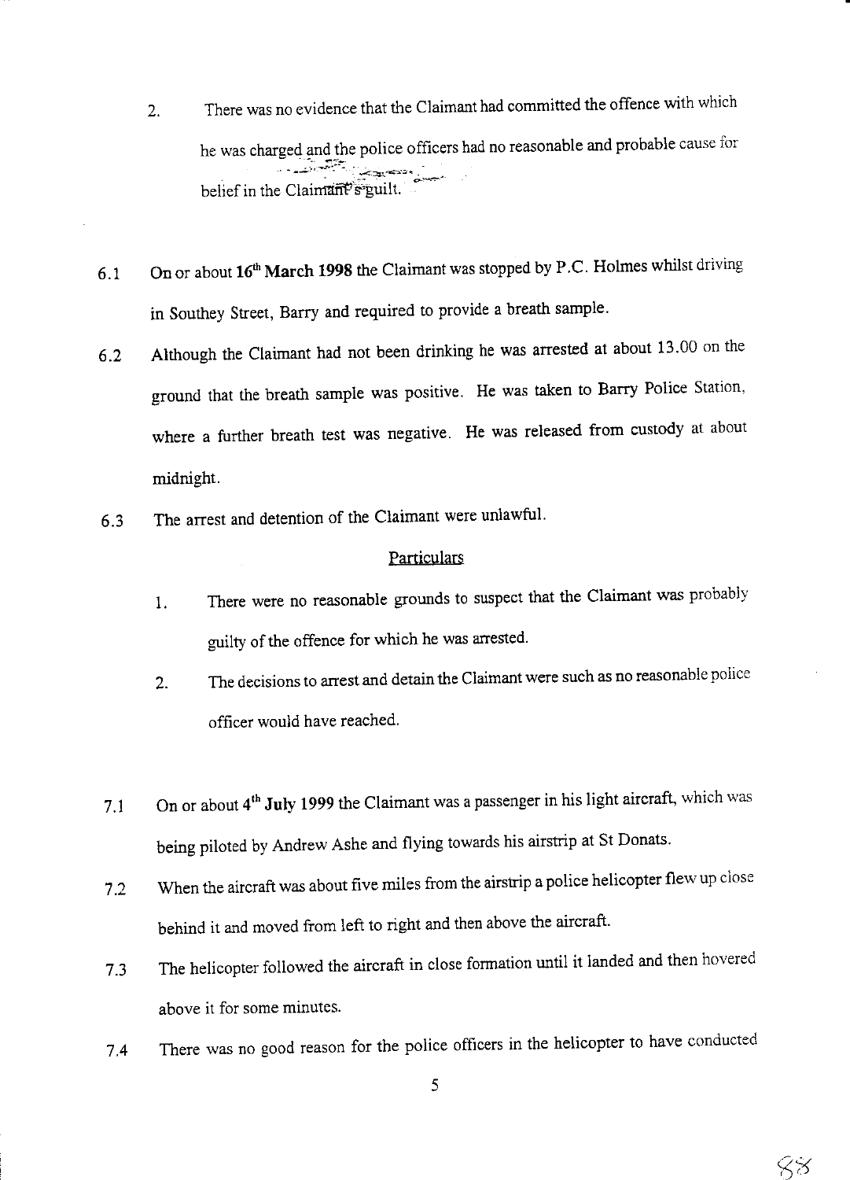2. There was no evidence that the Claimant had committed the offence with which he was charged and the police officers had no reasonable and probable cause for belief in the Claimant's guilt.

6.1 On or about **16th March 1998** the Claimant was stopped by P.C. Holmes whilst driving in Southey Street, Barry and required to provide a breath sample.

6.2 Although the Claimant had not been drinking he was arrested at about 13.00 on the ground that the breath sample was positive. He was taken to Barry Police Station, where a further breath test was negative. He was released from custody at about midnight.

6.3 The arrest and detention of the Claimant were unlawful.

<u>Particulars</u>

1. There were no reasonable grounds to suspect that the Claimant was probably guilty of the offence for which he was arrested.

2. The decisions to arrest and detain the Claimant were such as no reasonable police officer would have reached.

7.1 On or about **4th July 1999** the Claimant was a passenger in his light aircraft, which was being piloted by Andrew Ashe and flying towards his airstrip at St Donats.

7.2 When the aircraft was about five miles from the airstrip a police helicopter flew up close behind it and moved from left to right and then above the aircraft.

7.3 The helicopter followed the aircraft in close formation until it landed and then hovered above it for some minutes.

7.4 There was no good reason for the police officers in the helicopter to have conducted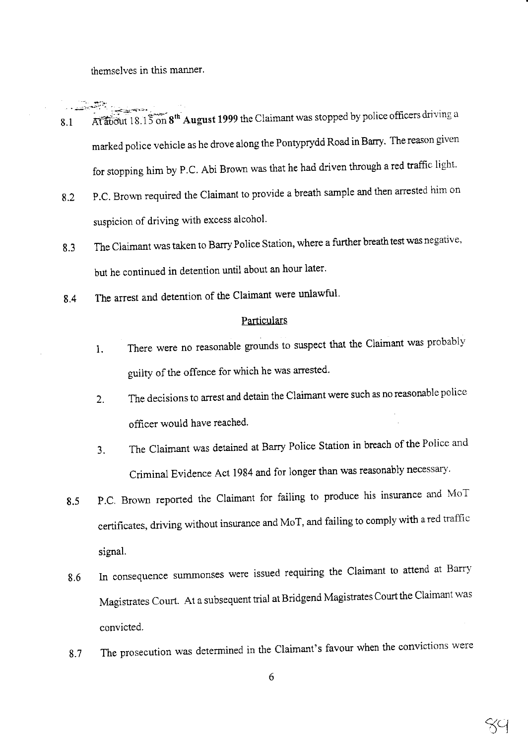themselves in this manner.

8.1 At about 18.15 on **8th August 1999** the Claimant was stopped by police officers driving a marked police vehicle as he drove along the Pontyprydd Road in Barry. The reason given for stopping him by P.C. Abi Brown was that he had driven through a red traffic light.

8.2 P.C. Brown required the Claimant to provide a breath sample and then arrested him on suspicion of driving with excess alcohol.

8.3 The Claimant was taken to Barry Police Station, where a further breath test was negative, but he continued in detention until about an hour later.

8.4 The arrest and detention of the Claimant were unlawful.

Particulars

1. There were no reasonable grounds to suspect that the Claimant was probably guilty of the offence for which he was arrested.
2. The decisions to arrest and detain the Claimant were such as no reasonable police officer would have reached.
3. The Claimant was detained at Barry Police Station in breach of the Police and Criminal Evidence Act 1984 and for longer than was reasonably necessary.

8.5 P.C. Brown reported the Claimant for failing to produce his insurance and MoT certificates, driving without insurance and MoT, and failing to comply with a red traffic signal.

8.6 In consequence summonses were issued requiring the Claimant to attend at Barry Magistrates Court. At a subsequent trial at Bridgend Magistrates Court the Claimant was convicted.

8.7 The prosecution was determined in the Claimant's favour when the convictions were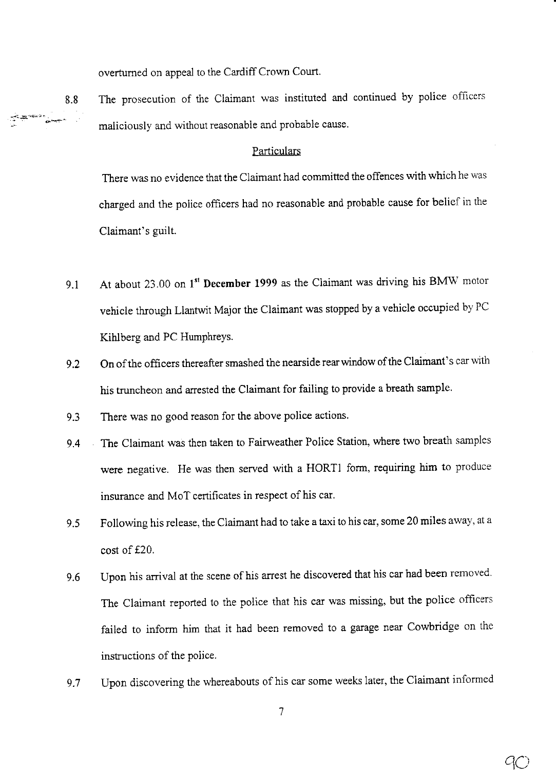overturned on appeal to the Cardiff Crown Court.

8.8 The prosecution of the Claimant was instituted and continued by police officers maliciously and without reasonable and probable cause.

Particulars

There was no evidence that the Claimant had committed the offences with which he was charged and the police officers had no reasonable and probable cause for belief in the Claimant's guilt.

9.1 At about 23.00 on 1st **December 1999** as the Claimant was driving his BMW motor vehicle through Llantwit Major the Claimant was stopped by a vehicle occupied by PC Kihlberg and PC Humphreys.

9.2 On of the officers thereafter smashed the nearside rear window of the Claimant's car with his truncheon and arrested the Claimant for failing to provide a breath sample.

9.3 There was no good reason for the above police actions.

9.4 The Claimant was then taken to Fairweather Police Station, where two breath samples were negative. He was then served with a HORT1 form, requiring him to produce insurance and MoT certificates in respect of his car.

9.5 Following his release, the Claimant had to take a taxi to his car, some 20 miles away, at a cost of £20.

9.6 Upon his arrival at the scene of his arrest he discovered that his car had been removed. The Claimant reported to the police that his car was missing, but the police officers failed to inform him that it had been removed to a garage near Cowbridge on the instructions of the police.

9.7 Upon discovering the whereabouts of his car some weeks later, the Claimant informed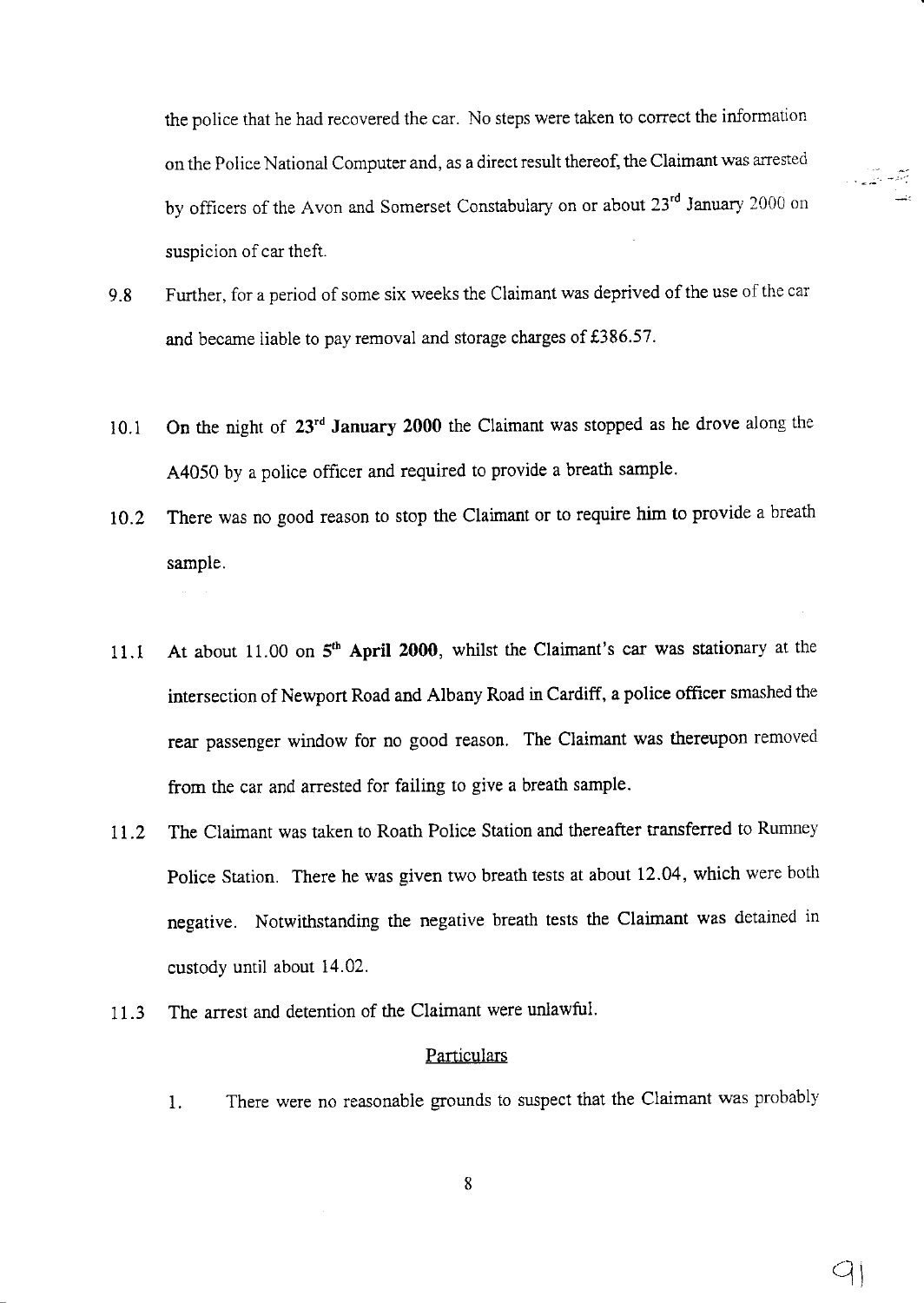the police that he had recovered the car. No steps were taken to correct the information on the Police National Computer and, as a direct result thereof, the Claimant was arrested by officers of the Avon and Somerset Constabulary on or about 23rd January 2000 on suspicion of car theft.

9.8 Further, for a period of some six weeks the Claimant was deprived of the use of the car and became liable to pay removal and storage charges of £386.57.

10.1 On the night of **23rd January 2000** the Claimant was stopped as he drove along the A4050 by a police officer and required to provide a breath sample.

10.2 There was no good reason to stop the Claimant or to require him to provide a breath sample.

11.1 At about 11.00 on **5th April 2000**, whilst the Claimant's car was stationary at the intersection of Newport Road and Albany Road in Cardiff, a police officer smashed the rear passenger window for no good reason. The Claimant was thereupon removed from the car and arrested for failing to give a breath sample.

11.2 The Claimant was taken to Roath Police Station and thereafter transferred to Rumney Police Station. There he was given two breath tests at about 12.04, which were both negative. Notwithstanding the negative breath tests the Claimant was detained in custody until about 14.02.

11.3 The arrest and detention of the Claimant were unlawful.

<u>Particulars</u>

1. There were no reasonable grounds to suspect that the Claimant was probably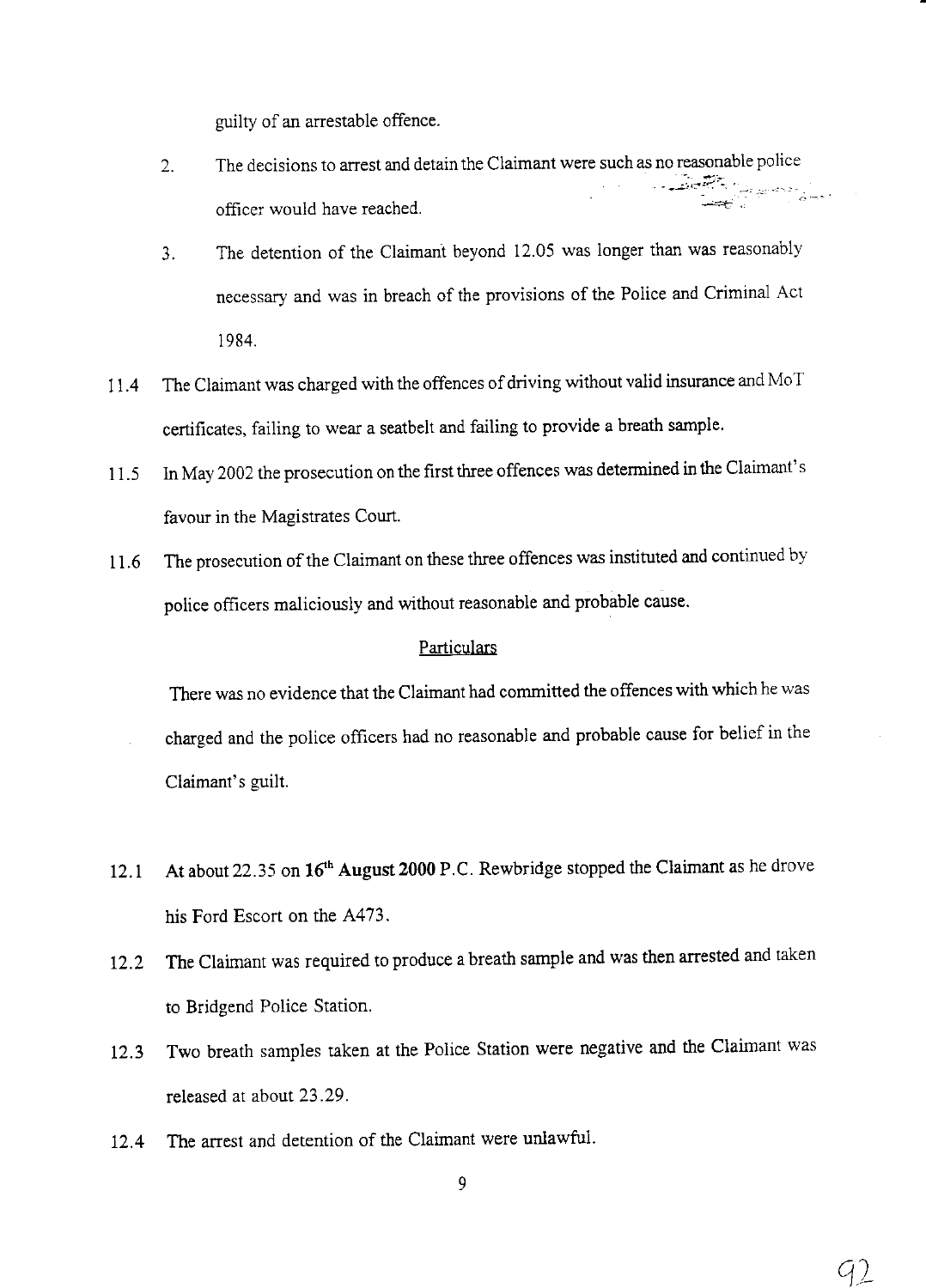guilty of an arrestable offence.

2. The decisions to arrest and detain the Claimant were such as no reasonable police officer would have reached.

3. The detention of the Claimant beyond 12.05 was longer than was reasonably necessary and was in breach of the provisions of the Police and Criminal Act 1984.

11.4 The Claimant was charged with the offences of driving without valid insurance and MoT certificates, failing to wear a seatbelt and failing to provide a breath sample.

11.5 In May 2002 the prosecution on the first three offences was determined in the Claimant's favour in the Magistrates Court.

11.6 The prosecution of the Claimant on these three offences was instituted and continued by police officers maliciously and without reasonable and probable cause.

<u>Particulars</u>

There was no evidence that the Claimant had committed the offences with which he was charged and the police officers had no reasonable and probable cause for belief in the Claimant's guilt.

12.1 At about 22.35 on **16th August 2000** P.C. Rewbridge stopped the Claimant as he drove his Ford Escort on the A473.

12.2 The Claimant was required to produce a breath sample and was then arrested and taken to Bridgend Police Station.

12.3 Two breath samples taken at the Police Station were negative and the Claimant was released at about 23.29.

12.4 The arrest and detention of the Claimant were unlawful.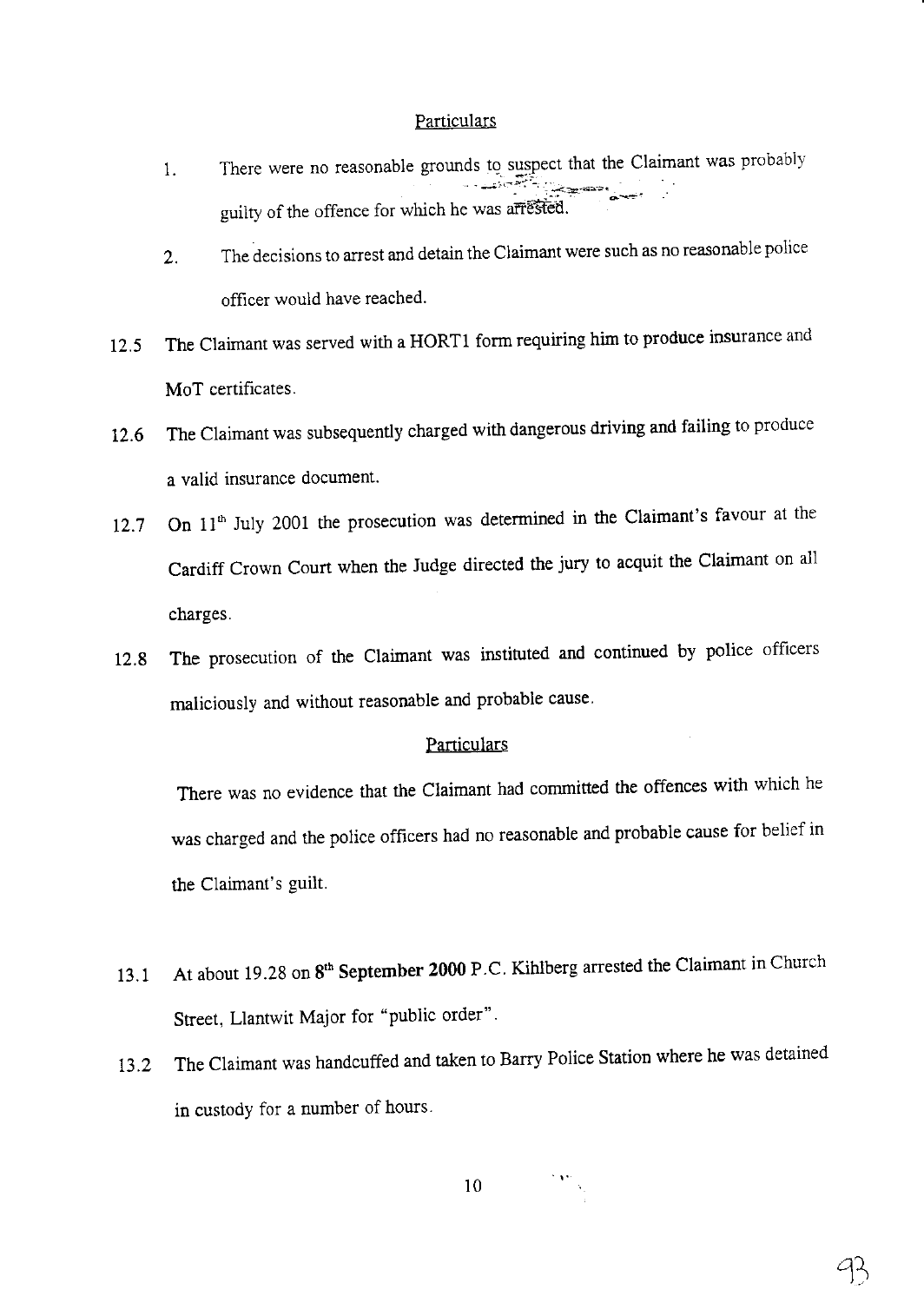Particulars

1. There were no reasonable grounds to suspect that the Claimant was probably guilty of the offence for which he was arrested.

2. The decisions to arrest and detain the Claimant were such as no reasonable police officer would have reached.

12.5 The Claimant was served with a HORT1 form requiring him to produce insurance and MoT certificates.

12.6 The Claimant was subsequently charged with dangerous driving and failing to produce a valid insurance document.

12.7 On 11th July 2001 the prosecution was determined in the Claimant's favour at the Cardiff Crown Court when the Judge directed the jury to acquit the Claimant on all charges.

12.8 The prosecution of the Claimant was instituted and continued by police officers maliciously and without reasonable and probable cause.

Particulars

There was no evidence that the Claimant had committed the offences with which he was charged and the police officers had no reasonable and probable cause for belief in the Claimant's guilt.

13.1 At about 19.28 on **8th September 2000** P.C. Kihlberg arrested the Claimant in Church Street, Llantwit Major for "public order".

13.2 The Claimant was handcuffed and taken to Barry Police Station where he was detained in custody for a number of hours.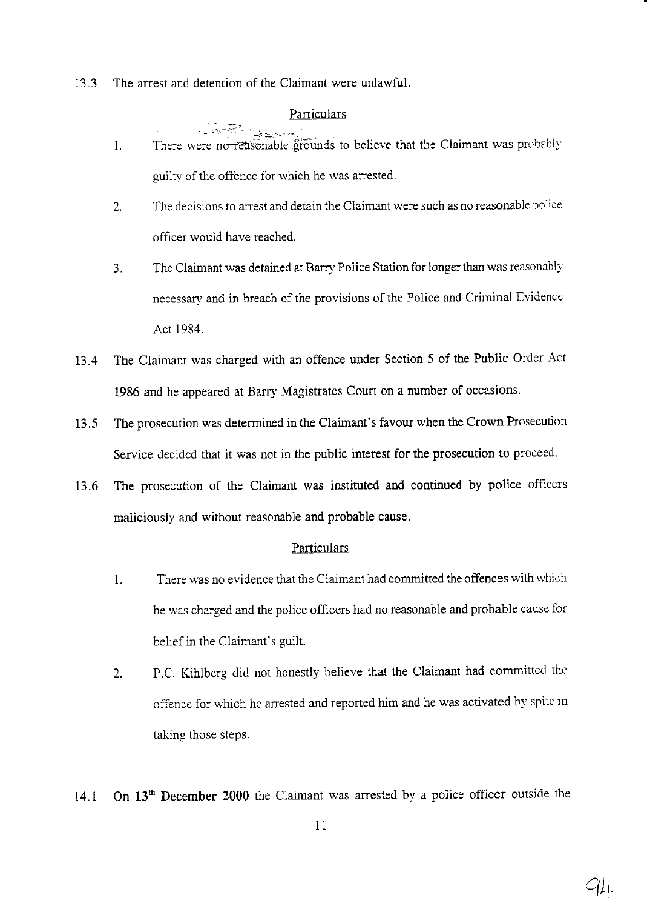13.3 The arrest and detention of the Claimant were unlawful.

Particulars

1. There were no reasonable grounds to believe that the Claimant was probably guilty of the offence for which he was arrested.

2. The decisions to arrest and detain the Claimant were such as no reasonable police officer would have reached.

3. The Claimant was detained at Barry Police Station for longer than was reasonably necessary and in breach of the provisions of the Police and Criminal Evidence Act 1984.

13.4 The Claimant was charged with an offence under Section 5 of the Public Order Act 1986 and he appeared at Barry Magistrates Court on a number of occasions.

13.5 The prosecution was determined in the Claimant's favour when the Crown Prosecution Service decided that it was not in the public interest for the prosecution to proceed.

13.6 The prosecution of the Claimant was instituted and continued by police officers maliciously and without reasonable and probable cause.

Particulars

1. There was no evidence that the Claimant had committed the offences with which he was charged and the police officers had no reasonable and probable cause for belief in the Claimant's guilt.

2. P.C. Kihlberg did not honestly believe that the Claimant had committed the offence for which he arrested and reported him and he was activated by spite in taking those steps.

14.1 On 13th December 2000 the Claimant was arrested by a police officer outside the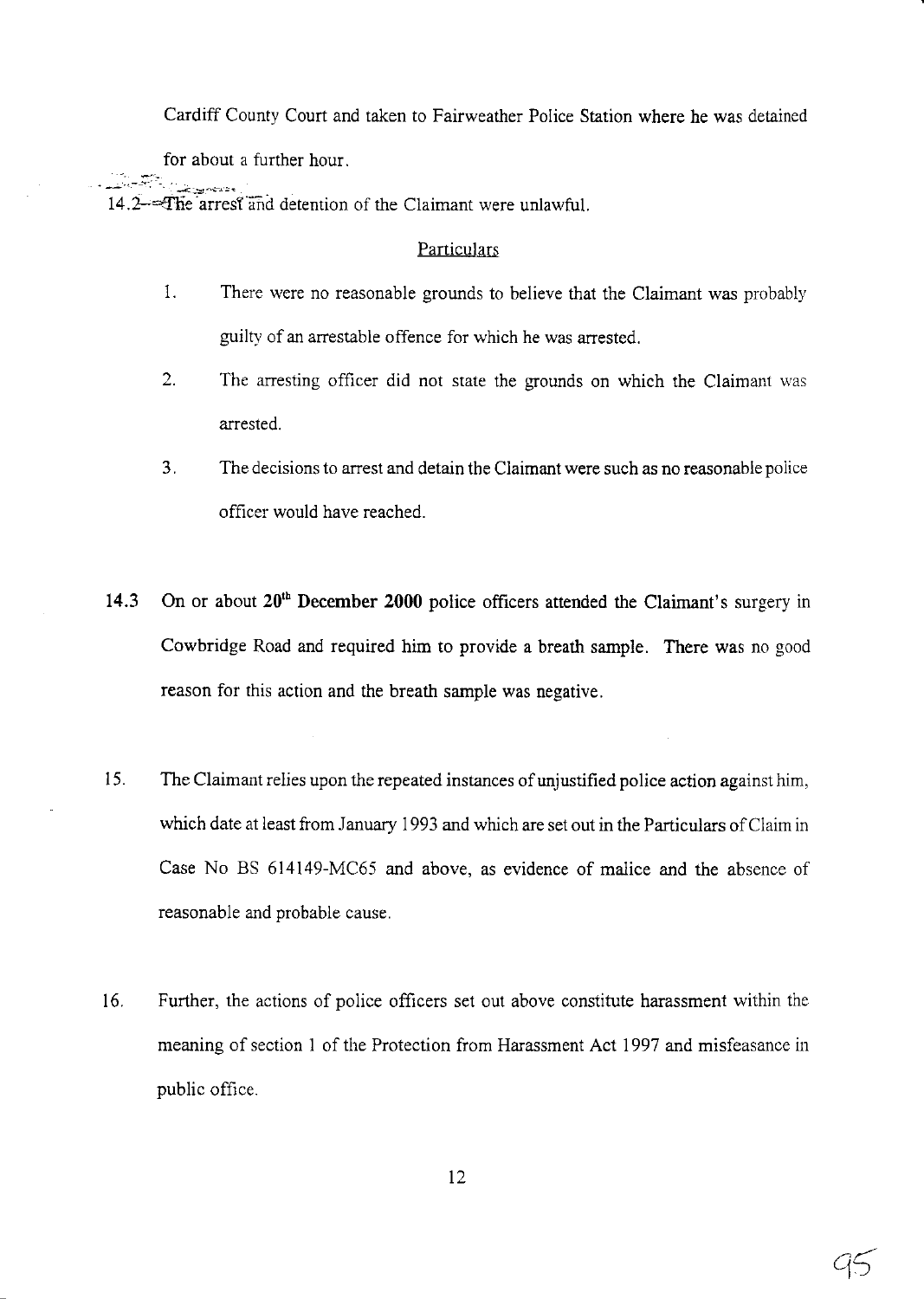Cardiff County Court and taken to Fairweather Police Station where he was detained for about a further hour.

14.2 The arrest and detention of the Claimant were unlawful.

Particulars

1. There were no reasonable grounds to believe that the Claimant was probably guilty of an arrestable offence for which he was arrested.
2. The arresting officer did not state the grounds on which the Claimant was arrested.
3. The decisions to arrest and detain the Claimant were such as no reasonable police officer would have reached.

14.3 On or about **20th December 2000** police officers attended the Claimant's surgery in Cowbridge Road and required him to provide a breath sample. There was no good reason for this action and the breath sample was negative.

15. The Claimant relies upon the repeated instances of unjustified police action against him, which date at least from January 1993 and which are set out in the Particulars of Claim in Case No BS 614149-MC65 and above, as evidence of malice and the absence of reasonable and probable cause.

16. Further, the actions of police officers set out above constitute harassment within the meaning of section 1 of the Protection from Harassment Act 1997 and misfeasance in public office.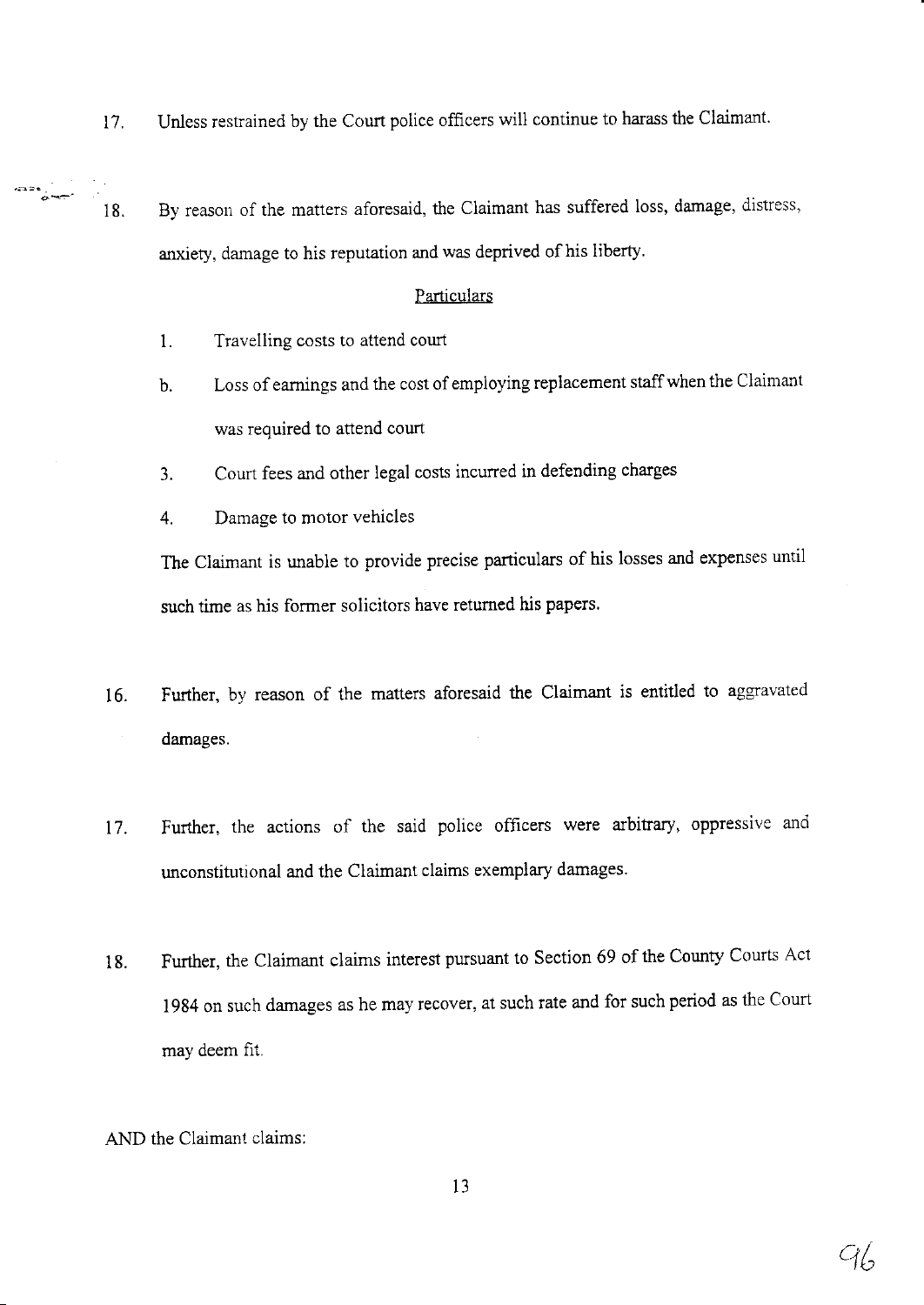17. Unless restrained by the Court police officers will continue to harass the Claimant.

18. By reason of the matters aforesaid, the Claimant has suffered loss, damage, distress, anxiety, damage to his reputation and was deprived of his liberty.

<u>Particulars</u>

1. Travelling costs to attend court

b. Loss of earnings and the cost of employing replacement staff when the Claimant was required to attend court

3. Court fees and other legal costs incurred in defending charges

4. Damage to motor vehicles

The Claimant is unable to provide precise particulars of his losses and expenses until such time as his former solicitors have returned his papers.

16. Further, by reason of the matters aforesaid the Claimant is entitled to aggravated damages.

17. Further, the actions of the said police officers were arbitrary, oppressive and unconstitutional and the Claimant claims exemplary damages.

18. Further, the Claimant claims interest pursuant to Section 69 of the County Courts Act 1984 on such damages as he may recover, at such rate and for such period as the Court may deem fit.

AND the Claimant claims: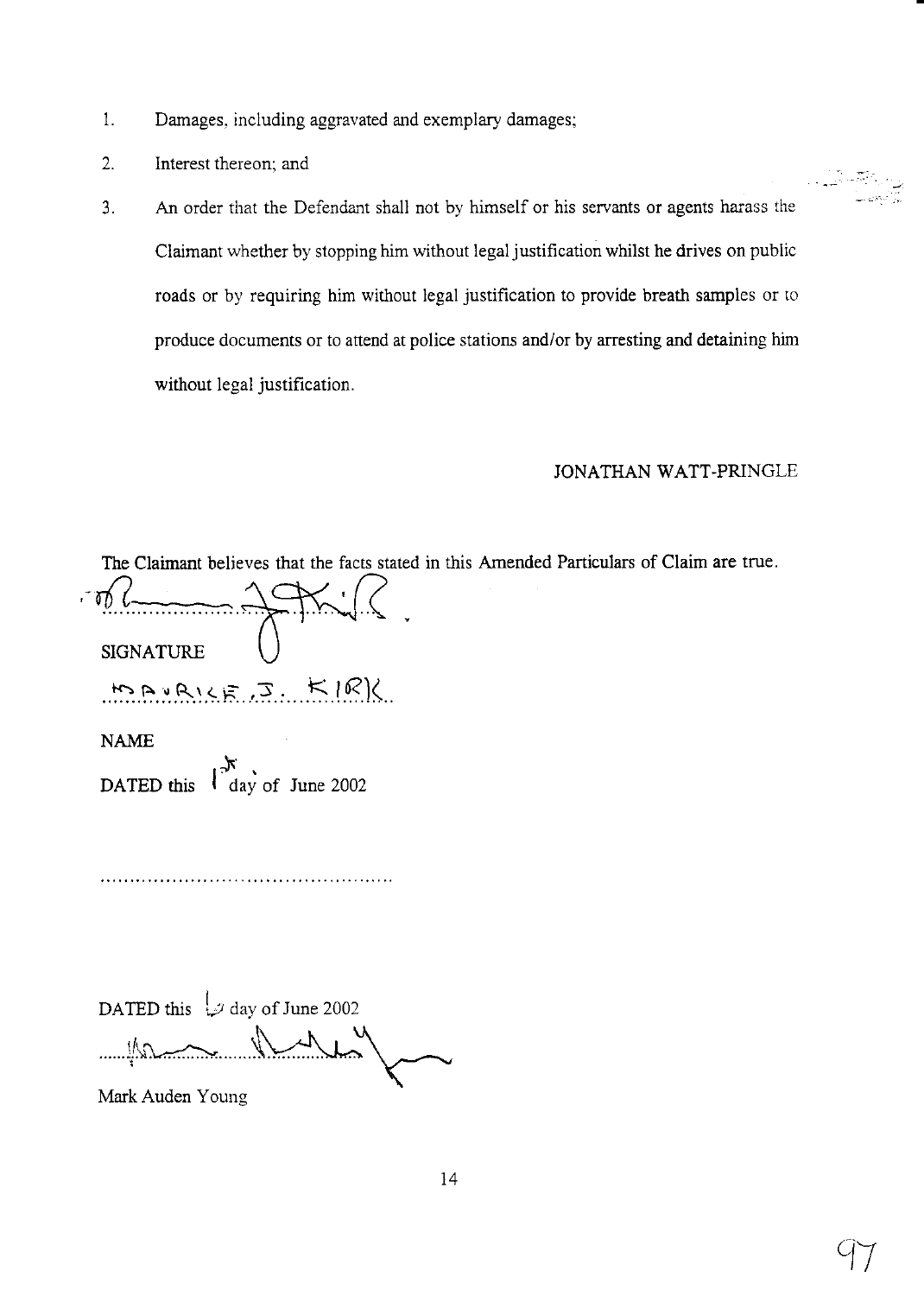1. Damages, including aggravated and exemplary damages;

2. Interest thereon; and

3. An order that the Defendant shall not by himself or his servants or agents harass the Claimant whether by stopping him without legal justification whilst he drives on public roads or by requiring him without legal justification to provide breath samples or to produce documents or to attend at police stations and/or by arresting and detaining him without legal justification.

JONATHAN WATT-PRINGLE

The Claimant believes that the facts stated in this Amended Particulars of Claim are true.

SIGNATURE

MAURICE J. KIRK

NAME

DATED this 1st day of June 2002

............................................

DATED this 6 day of June 2002

Mark Auden Young